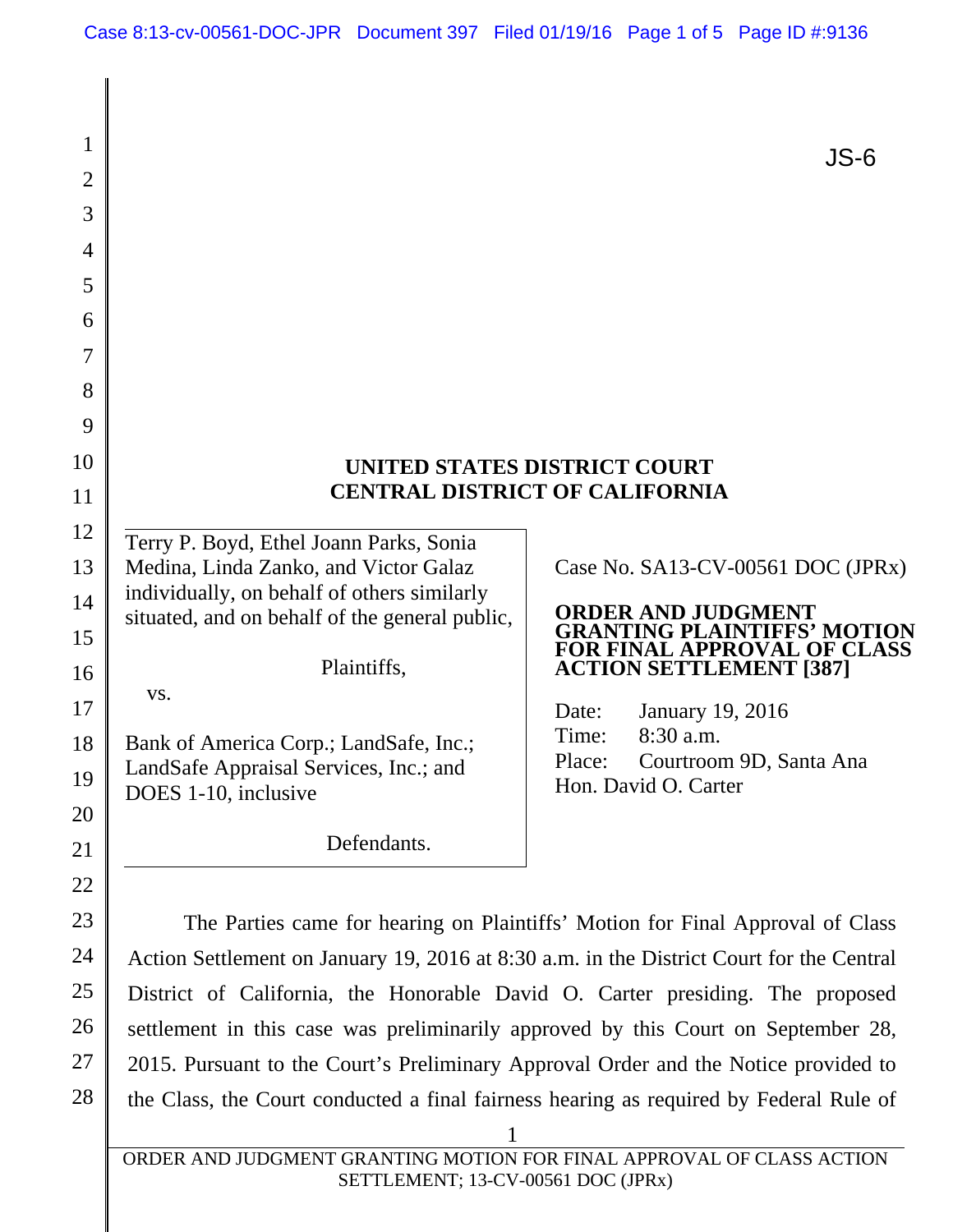JS-6

**UNITED STATES DISTRICT COURT**
**CENTRAL DISTRICT OF CALIFORNIA**

Terry P. Boyd, Ethel Joann Parks, Sonia Medina, Linda Zanko, and Victor Galaz individually, on behalf of others similarly situated, and on behalf of the general public,

Plaintiffs,

vs.

Bank of America Corp.; LandSafe, Inc.; LandSafe Appraisal Services, Inc.; and DOES 1-10, inclusive

Defendants.

Case No. SA13-CV-00561 DOC (JPRx)

**ORDER AND JUDGMENT GRANTING PLAINTIFFS' MOTION FOR FINAL APPROVAL OF CLASS ACTION SETTLEMENT [387]**

Date: January 19, 2016
Time: 8:30 a.m.
Place: Courtroom 9D, Santa Ana
Hon. David O. Carter

The Parties came for hearing on Plaintiffs' Motion for Final Approval of Class Action Settlement on January 19, 2016 at 8:30 a.m. in the District Court for the Central District of California, the Honorable David O. Carter presiding. The proposed settlement in this case was preliminarily approved by this Court on September 28, 2015. Pursuant to the Court's Preliminary Approval Order and the Notice provided to the Class, the Court conducted a final fairness hearing as required by Federal Rule of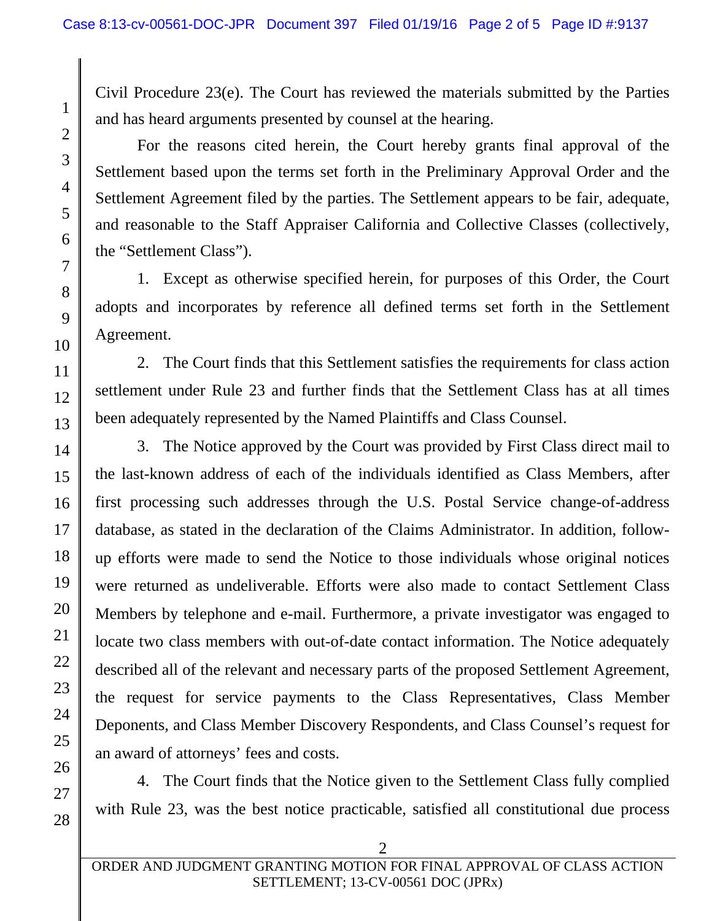Civil Procedure 23(e). The Court has reviewed the materials submitted by the Parties and has heard arguments presented by counsel at the hearing.

For the reasons cited herein, the Court hereby grants final approval of the Settlement based upon the terms set forth in the Preliminary Approval Order and the Settlement Agreement filed by the parties. The Settlement appears to be fair, adequate, and reasonable to the Staff Appraiser California and Collective Classes (collectively, the "Settlement Class").

1. Except as otherwise specified herein, for purposes of this Order, the Court adopts and incorporates by reference all defined terms set forth in the Settlement Agreement.

2. The Court finds that this Settlement satisfies the requirements for class action settlement under Rule 23 and further finds that the Settlement Class has at all times been adequately represented by the Named Plaintiffs and Class Counsel.

3. The Notice approved by the Court was provided by First Class direct mail to the last-known address of each of the individuals identified as Class Members, after first processing such addresses through the U.S. Postal Service change-of-address database, as stated in the declaration of the Claims Administrator. In addition, follow-up efforts were made to send the Notice to those individuals whose original notices were returned as undeliverable. Efforts were also made to contact Settlement Class Members by telephone and e-mail. Furthermore, a private investigator was engaged to locate two class members with out-of-date contact information. The Notice adequately described all of the relevant and necessary parts of the proposed Settlement Agreement, the request for service payments to the Class Representatives, Class Member Deponents, and Class Member Discovery Respondents, and Class Counsel's request for an award of attorneys' fees and costs.

4. The Court finds that the Notice given to the Settlement Class fully complied with Rule 23, was the best notice practicable, satisfied all constitutional due process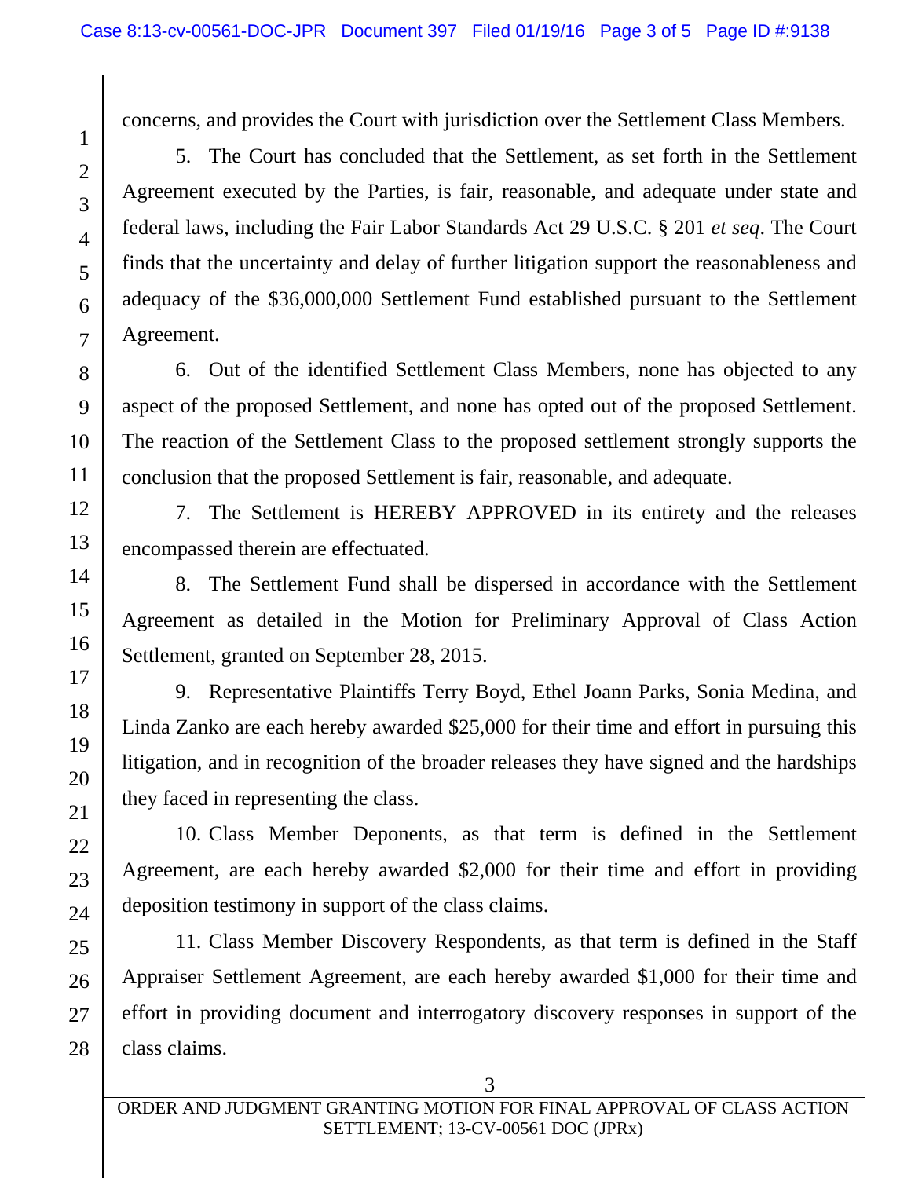concerns, and provides the Court with jurisdiction over the Settlement Class Members.

5. The Court has concluded that the Settlement, as set forth in the Settlement Agreement executed by the Parties, is fair, reasonable, and adequate under state and federal laws, including the Fair Labor Standards Act 29 U.S.C. § 201 *et seq*. The Court finds that the uncertainty and delay of further litigation support the reasonableness and adequacy of the $36,000,000 Settlement Fund established pursuant to the Settlement Agreement.

6. Out of the identified Settlement Class Members, none has objected to any aspect of the proposed Settlement, and none has opted out of the proposed Settlement. The reaction of the Settlement Class to the proposed settlement strongly supports the conclusion that the proposed Settlement is fair, reasonable, and adequate.

7. The Settlement is HEREBY APPROVED in its entirety and the releases encompassed therein are effectuated.

8. The Settlement Fund shall be dispersed in accordance with the Settlement Agreement as detailed in the Motion for Preliminary Approval of Class Action Settlement, granted on September 28, 2015.

9. Representative Plaintiffs Terry Boyd, Ethel Joann Parks, Sonia Medina, and Linda Zanko are each hereby awarded $25,000 for their time and effort in pursuing this litigation, and in recognition of the broader releases they have signed and the hardships they faced in representing the class.

10. Class Member Deponents, as that term is defined in the Settlement Agreement, are each hereby awarded $2,000 for their time and effort in providing deposition testimony in support of the class claims.

11. Class Member Discovery Respondents, as that term is defined in the Staff Appraiser Settlement Agreement, are each hereby awarded $1,000 for their time and effort in providing document and interrogatory discovery responses in support of the class claims.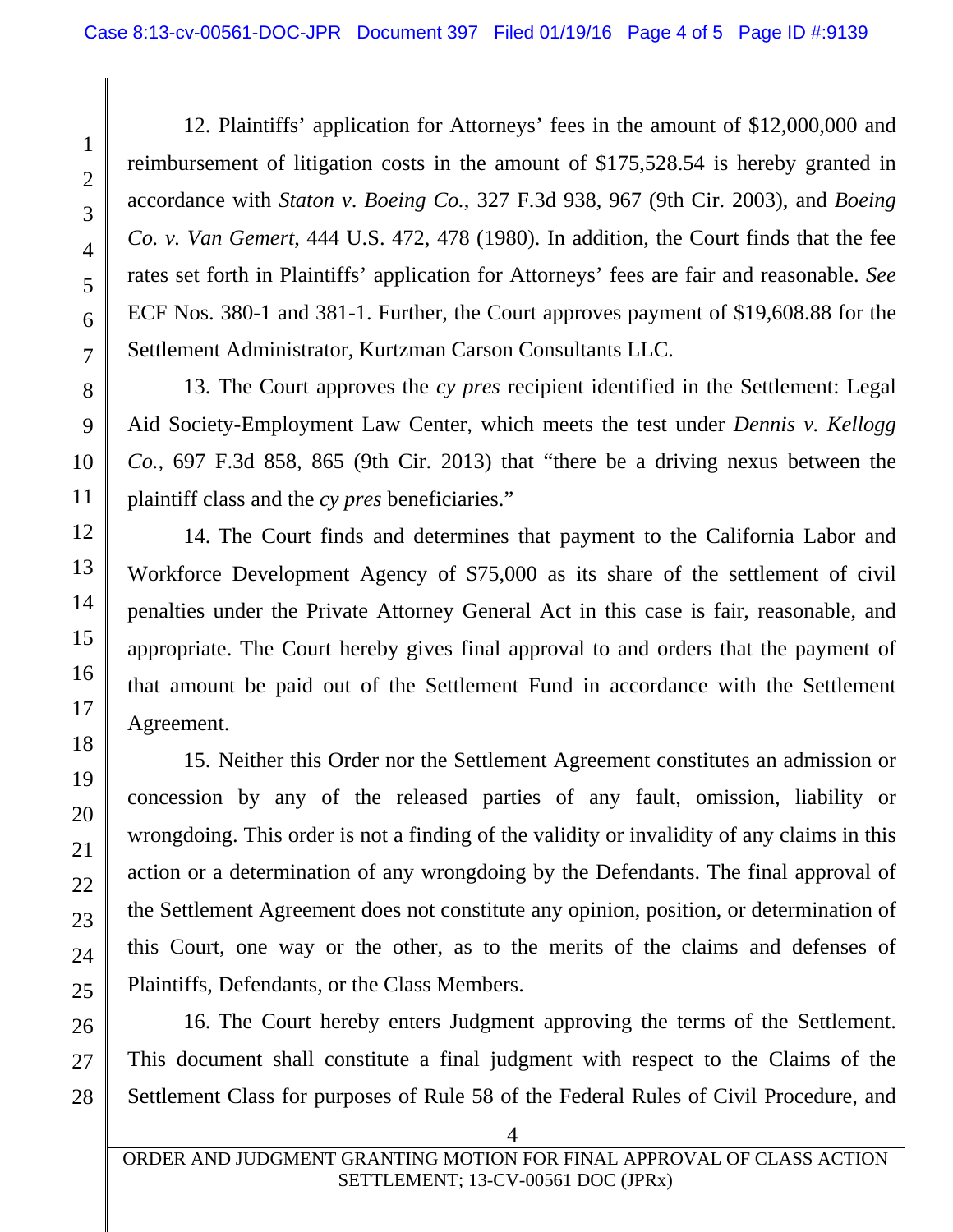12. Plaintiffs' application for Attorneys' fees in the amount of $12,000,000 and reimbursement of litigation costs in the amount of $175,528.54 is hereby granted in accordance with *Staton v. Boeing Co.*, 327 F.3d 938, 967 (9th Cir. 2003), and *Boeing Co. v. Van Gemert*, 444 U.S. 472, 478 (1980). In addition, the Court finds that the fee rates set forth in Plaintiffs' application for Attorneys' fees are fair and reasonable. *See* ECF Nos. 380-1 and 381-1. Further, the Court approves payment of $19,608.88 for the Settlement Administrator, Kurtzman Carson Consultants LLC.

13. The Court approves the *cy pres* recipient identified in the Settlement: Legal Aid Society-Employment Law Center, which meets the test under *Dennis v. Kellogg Co.*, 697 F.3d 858, 865 (9th Cir. 2013) that "there be a driving nexus between the plaintiff class and the *cy pres* beneficiaries."

14. The Court finds and determines that payment to the California Labor and Workforce Development Agency of $75,000 as its share of the settlement of civil penalties under the Private Attorney General Act in this case is fair, reasonable, and appropriate. The Court hereby gives final approval to and orders that the payment of that amount be paid out of the Settlement Fund in accordance with the Settlement Agreement.

15. Neither this Order nor the Settlement Agreement constitutes an admission or concession by any of the released parties of any fault, omission, liability or wrongdoing. This order is not a finding of the validity or invalidity of any claims in this action or a determination of any wrongdoing by the Defendants. The final approval of the Settlement Agreement does not constitute any opinion, position, or determination of this Court, one way or the other, as to the merits of the claims and defenses of Plaintiffs, Defendants, or the Class Members.

16. The Court hereby enters Judgment approving the terms of the Settlement. This document shall constitute a final judgment with respect to the Claims of the Settlement Class for purposes of Rule 58 of the Federal Rules of Civil Procedure, and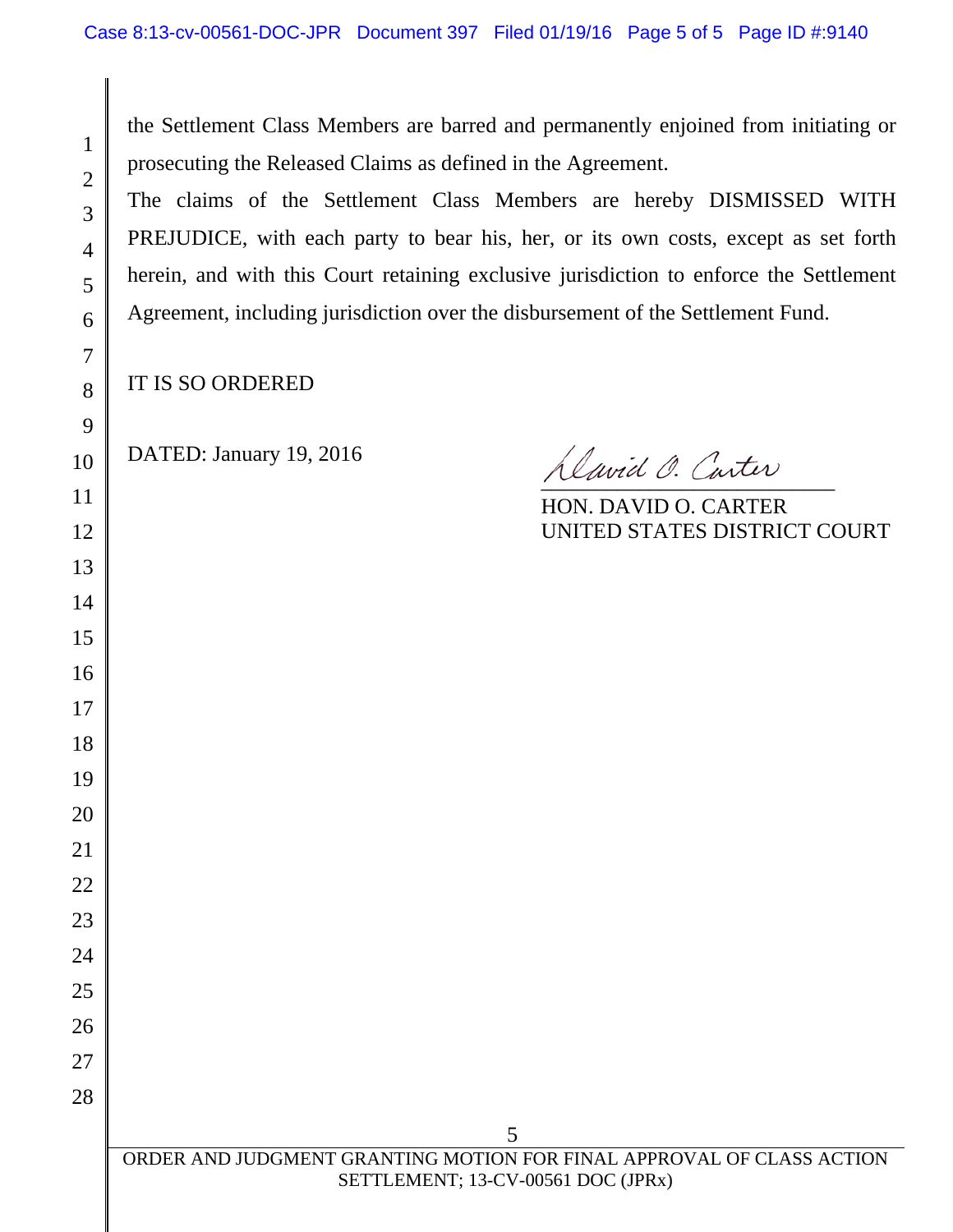the Settlement Class Members are barred and permanently enjoined from initiating or prosecuting the Released Claims as defined in the Agreement.

The claims of the Settlement Class Members are hereby DISMISSED WITH PREJUDICE, with each party to bear his, her, or its own costs, except as set forth herein, and with this Court retaining exclusive jurisdiction to enforce the Settlement Agreement, including jurisdiction over the disbursement of the Settlement Fund.

IT IS SO ORDERED

DATED: January 19, 2016

David O. Carter

HON. DAVID O. CARTER
UNITED STATES DISTRICT COURT

ORDER AND JUDGMENT GRANTING MOTION FOR FINAL APPROVAL OF CLASS ACTION SETTLEMENT; 13-CV-00561 DOC (JPRx)